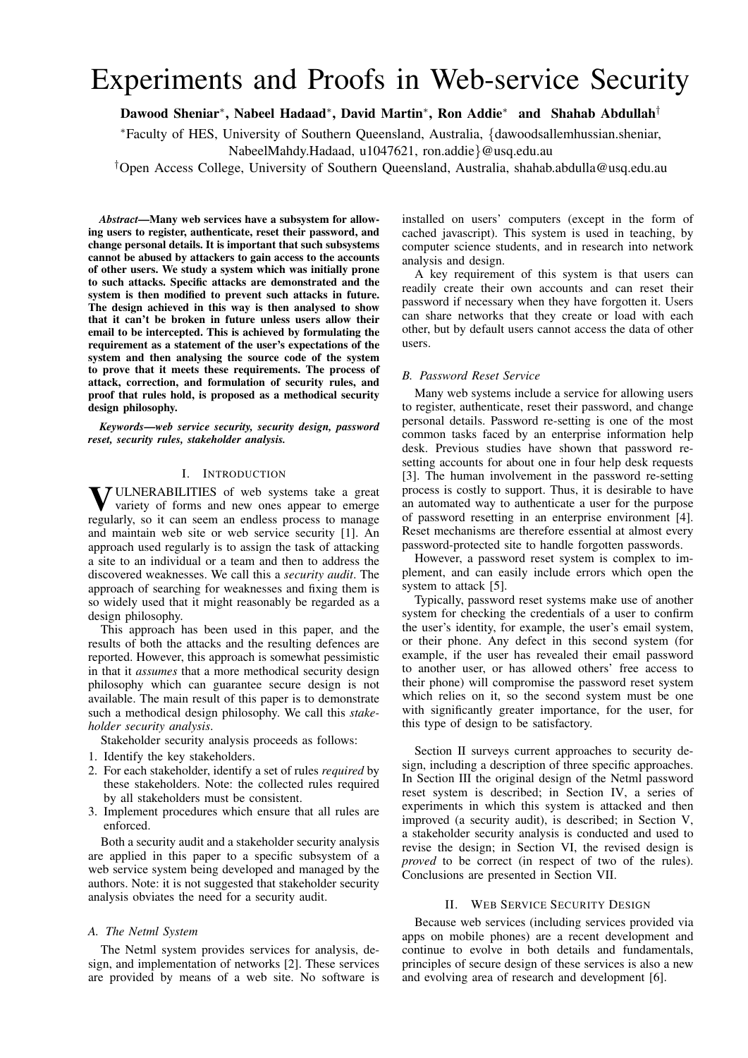# Experiments and Proofs in Web-service Security

**Dawood Sheniar*, Nabeel Hadaad*, David Martin*, Ron Addie* and Shahab Abdullah†**

*Faculty of HES, University of Southern Queensland, Australia, {dawoodsallemhussian.sheniar, NabeelMahdy.Hadaad, u1047621, ron.addie}@usq.edu.au

†Open Access College, University of Southern Queensland, Australia, shahab.abdulla@usq.edu.au

***Abstract*—Many web services have a subsystem for allowing users to register, authenticate, reset their password, and change personal details. It is important that such subsystems cannot be abused by attackers to gain access to the accounts of other users. We study a system which was initially prone to such attacks. Specific attacks are demonstrated and the system is then modified to prevent such attacks in future. The design achieved in this way is then analysed to show that it can't be broken in future unless users allow their email to be intercepted. This is achieved by formulating the requirement as a statement of the user's expectations of the system and then analysing the source code of the system to prove that it meets these requirements. The process of attack, correction, and formulation of security rules, and proof that rules hold, is proposed as a methodical security design philosophy.**

***Keywords*—web service security, security design, password reset, security rules, stakeholder analysis.**

## I. Introduction

VULNERABILITIES of web systems take a great variety of forms and new ones appear to emerge regularly, so it can seem an endless process to manage and maintain web site or web service security [1]. An approach used regularly is to assign the task of attacking a site to an individual or a team and then to address the discovered weaknesses. We call this a *security audit*. The approach of searching for weaknesses and fixing them is so widely used that it might reasonably be regarded as a design philosophy.

This approach has been used in this paper, and the results of both the attacks and the resulting defences are reported. However, this approach is somewhat pessimistic in that it *assumes* that a more methodical security design philosophy which can guarantee secure design is not available. The main result of this paper is to demonstrate such a methodical design philosophy. We call this *stakeholder security analysis*.

Stakeholder security analysis proceeds as follows:

1. Identify the key stakeholders.
2. For each stakeholder, identify a set of rules *required* by these stakeholders. Note: the collected rules required by all stakeholders must be consistent.
3. Implement procedures which ensure that all rules are enforced.

Both a security audit and a stakeholder security analysis are applied in this paper to a specific subsystem of a web service system being developed and managed by the authors. Note: it is not suggested that stakeholder security analysis obviates the need for a security audit.

### A. The Netml System

The Netml system provides services for analysis, design, and implementation of networks [2]. These services are provided by means of a web site. No software is installed on users' computers (except in the form of cached javascript). This system is used in teaching, by computer science students, and in research into network analysis and design.

A key requirement of this system is that users can readily create their own accounts and can reset their password if necessary when they have forgotten it. Users can share networks that they create or load with each other, but by default users cannot access the data of other users.

### B. Password Reset Service

Many web systems include a service for allowing users to register, authenticate, reset their password, and change personal details. Password re-setting is one of the most common tasks faced by an enterprise information help desk. Previous studies have shown that password re-setting accounts for about one in four help desk requests [3]. The human involvement in the password re-setting process is costly to support. Thus, it is desirable to have an automated way to authenticate a user for the purpose of password resetting in an enterprise environment [4]. Reset mechanisms are therefore essential at almost every password-protected site to handle forgotten passwords.

However, a password reset system is complex to implement, and can easily include errors which open the system to attack [5].

Typically, password reset systems make use of another system for checking the credentials of a user to confirm the user's identity, for example, the user's email system, or their phone. Any defect in this second system (for example, if the user has revealed their email password to another user, or has allowed others' free access to their phone) will compromise the password reset system which relies on it, so the second system must be one with significantly greater importance, for the user, for this type of design to be satisfactory.

Section II surveys current approaches to security design, including a description of three specific approaches. In Section III the original design of the Netml password reset system is described; in Section IV, a series of experiments in which this system is attacked and then improved (a security audit), is described; in Section V, a stakeholder security analysis is conducted and used to revise the design; in Section VI, the revised design is *proved* to be correct (in respect of two of the rules). Conclusions are presented in Section VII.

## II. Web Service Security Design

Because web services (including services provided via apps on mobile phones) are a recent development and continue to evolve in both details and fundamentals, principles of secure design of these services is also a new and evolving area of research and development [6].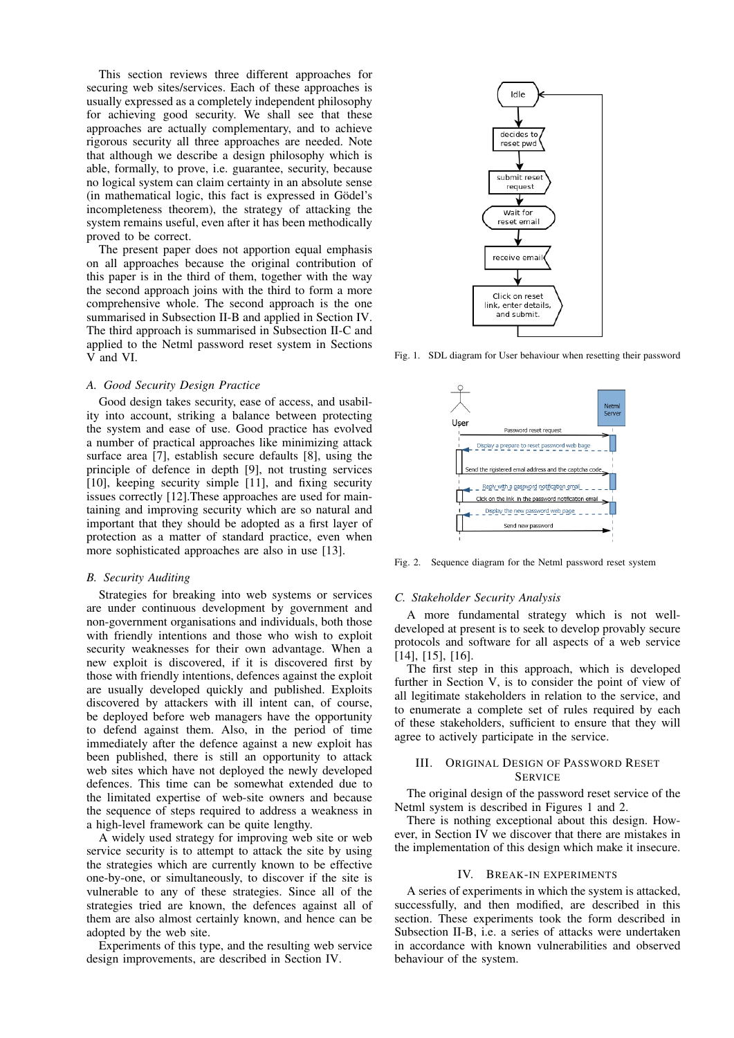This section reviews three different approaches for securing web sites/services. Each of these approaches is usually expressed as a completely independent philosophy for achieving good security. We shall see that these approaches are actually complementary, and to achieve rigorous security all three approaches are needed. Note that although we describe a design philosophy which is able, formally, to prove, i.e. guarantee, security, because no logical system can claim certainty in an absolute sense (in mathematical logic, this fact is expressed in Gödel's incompleteness theorem), the strategy of attacking the system remains useful, even after it has been methodically proved to be correct.

The present paper does not apportion equal emphasis on all approaches because the original contribution of this paper is in the third of them, together with the way the second approach joins with the third to form a more comprehensive whole. The second approach is the one summarised in Subsection II-B and applied in Section IV. The third approach is summarised in Subsection II-C and applied to the Netml password reset system in Sections V and VI.

### A. Good Security Design Practice

Good design takes security, ease of access, and usability into account, striking a balance between protecting the system and ease of use. Good practice has evolved a number of practical approaches like minimizing attack surface area [7], establish secure defaults [8], using the principle of defence in depth [9], not trusting services [10], keeping security simple [11], and fixing security issues correctly [12].These approaches are used for maintaining and improving security which are so natural and important that they should be adopted as a first layer of protection as a matter of standard practice, even when more sophisticated approaches are also in use [13].

### B. Security Auditing

Strategies for breaking into web systems or services are under continuous development by government and non-government organisations and individuals, both those with friendly intentions and those who wish to exploit security weaknesses for their own advantage. When a new exploit is discovered, if it is discovered first by those with friendly intentions, defences against the exploit are usually developed quickly and published. Exploits discovered by attackers with ill intent can, of course, be deployed before web managers have the opportunity to defend against them. Also, in the period of time immediately after the defence against a new exploit has been published, there is still an opportunity to attack web sites which have not deployed the newly developed defences. This time can be somewhat extended due to the limitated expertise of web-site owners and because the sequence of steps required to address a weakness in a high-level framework can be quite lengthy.

A widely used strategy for improving web site or web service security is to attempt to attack the site by using the strategies which are currently known to be effective one-by-one, or simultaneously, to discover if the site is vulnerable to any of these strategies. Since all of the strategies tried are known, the defences against all of them are also almost certainly known, and hence can be adopted by the web site.

Experiments of this type, and the resulting web service design improvements, are described in Section IV.

Idle

decides to reset pwd

submit reset request

Wait for reset email

receive email

Click on reset link, enter details, and submit.

Fig. 1. SDL diagram for User behaviour when resetting their password

User

Netml Server

Password reset request

Display a prepare to reset password web page

Send the registered email address and the captcha code

Reply with a password notification email

Click on the link in the password notification email

Display the new password web page

Send new password

Fig. 2. Sequence diagram for the Netml password reset system

### C. Stakeholder Security Analysis

A more fundamental strategy which is not well-developed at present is to seek to develop provably secure protocols and software for all aspects of a web service [14], [15], [16].

The first step in this approach, which is developed further in Section V, is to consider the point of view of all legitimate stakeholders in relation to the service, and to enumerate a complete set of rules required by each of these stakeholders, sufficient to ensure that they will agree to actively participate in the service.

## III. Original Design of Password Reset Service

The original design of the password reset service of the Netml system is described in Figures 1 and 2.

There is nothing exceptional about this design. However, in Section IV we discover that there are mistakes in the implementation of this design which make it insecure.

## IV. Break-in Experiments

A series of experiments in which the system is attacked, successfully, and then modified, are described in this section. These experiments took the form described in Subsection II-B, i.e. a series of attacks were undertaken in accordance with known vulnerabilities and observed behaviour of the system.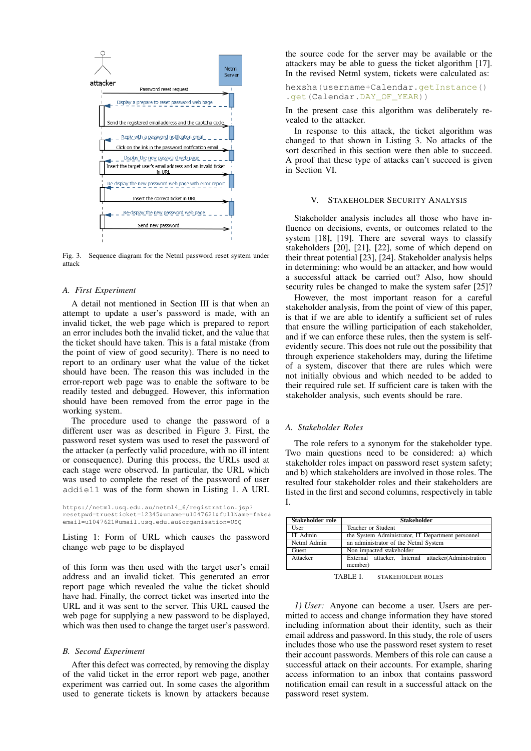Fig. 3. Sequence diagram for the Netml password reset system under attack

### A. First Experiment

A detail not mentioned in Section III is that when an attempt to update a user's password is made, with an invalid ticket, the web page which is prepared to report an error includes both the invalid ticket, and the value that the ticket should have taken. This is a fatal mistake (from the point of view of good security). There is no need to report to an ordinary user what the value of the ticket should have been. The reason this was included in the error-report web page was to enable the software to be readily tested and debugged. However, this information should have been removed from the error page in the working system.

The procedure used to change the password of a different user was as described in Figure 3. First, the password reset system was used to reset the password of the attacker (a perfectly valid procedure, with no ill intent or consequence). During this process, the URLs used at each stage were observed. In particular, the URL which was used to complete the reset of the password of user `addie11` was of the form shown in Listing 1. A URL

```
https://netml.usq.edu.au/netml4_6/registration.jsp?
resetpwd=true&ticket=12345&uname=u1047621&fullName=fake&
email=u1047621@umail.usq.edu.au&organisation=USQ
```

Listing 1: Form of URL which causes the password change web page to be displayed

of this form was then used with the target user's email address and an invalid ticket. This generated an error report page which revealed the value the ticket should have had. Finally, the correct ticket was inserted into the URL and it was sent to the server. This URL caused the web page for supplying a new password to be displayed, which was then used to change the target user's password.

### B. Second Experiment

After this defect was corrected, by removing the display of the valid ticket in the error report web page, another experiment was carried out. In some cases the algorithm used to generate tickets is known by attackers because the source code for the server may be available or the attackers may be able to guess the ticket algorithm [17]. In the revised Netml system, tickets were calculated as:

```
hexsha(username+Calendar.getInstance()
.get(Calendar.DAY_OF_YEAR))
```

In the present case this algorithm was deliberately revealed to the attacker.

In response to this attack, the ticket algorithm was changed to that shown in Listing 3. No attacks of the sort described in this section were then able to succeed. A proof that these type of attacks can't succeed is given in Section VI.

## V. Stakeholder Security Analysis

Stakeholder analysis includes all those who have influence on decisions, events, or outcomes related to the system [18], [19]. There are several ways to classify stakeholders [20], [21], [22], some of which depend on their threat potential [23], [24]. Stakeholder analysis helps in determining: who would be an attacker, and how would a successful attack be carried out? Also, how should security rules be changed to make the system safer [25]?

However, the most important reason for a careful stakeholder analysis, from the point of view of this paper, is that if we are able to identify a sufficient set of rules that ensure the willing participation of each stakeholder, and if we can enforce these rules, then the system is self-evidently secure. This does not rule out the possibility that through experience stakeholders may, during the lifetime of a system, discover that there are rules which were not initially obvious and which needed to be added to their required rule set. If sufficient care is taken with the stakeholder analysis, such events should be rare.

### A. Stakeholder Roles

The role refers to a synonym for the stakeholder type. Two main questions need to be considered: a) which stakeholder roles impact on password reset system safety; and b) which stakeholders are involved in those roles. The resulted four stakeholder roles and their stakeholders are listed in the first and second columns, respectively in table I.

| Stakeholder role | Stakeholder |
|---|---|
| User | Teacher or Student |
| IT Admin | the System Administrator, IT Department personnel |
| Netml Admin | an administrator of the Netml System |
| Guest | Non impacted stakeholder |
| Attacker | External attacker, Internal attacker(Administration member) |

TABLE I. Stakeholder roles

*1) User:* Anyone can become a user. Users are permitted to access and change information they have stored including information about their identity, such as their email address and password. In this study, the role of users includes those who use the password reset system to reset their account passwords. Members of this role can cause a successful attack on their accounts. For example, sharing access information to an inbox that contains password notification email can result in a successful attack on the password reset system.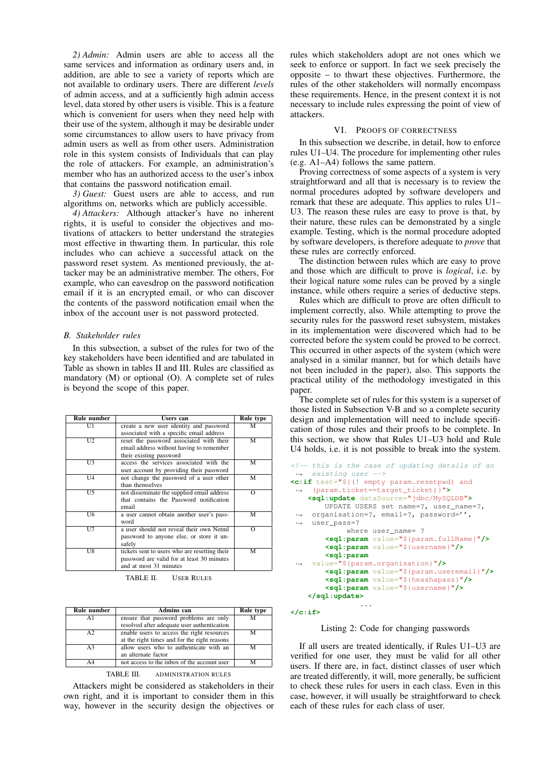*2) Admin:* Admin users are able to access all the same services and information as ordinary users and, in addition, are able to see a variety of reports which are not available to ordinary users. There are different *levels* of admin access, and at a sufficiently high admin access level, data stored by other users is visible. This is a feature which is convenient for users when they need help with their use of the system, although it may be desirable under some circumstances to allow users to have privacy from admin users as well as from other users. Administration role in this system consists of Individuals that can play the role of attackers. For example, an administration's member who has an authorized access to the user's inbox that contains the password notification email.

*3) Guest:* Guest users are able to access, and run algorithms on, networks which are publicly accessible.

*4) Attackers:* Although attacker's have no inherent rights, it is useful to consider the objectives and motivations of attackers to better understand the strategies most effective in thwarting them. In particular, this role includes who can achieve a successful attack on the password reset system. As mentioned previously, the attacker may be an administrative member. The others, For example, who can eavesdrop on the password notification email if it is an encrypted email, or who can discover the contents of the password notification email when the inbox of the account user is not password protected.

### *B. Stakeholder rules*

In this subsection, a subset of the rules for two of the key stakeholders have been identified and are tabulated in Table as shown in tables II and III. Rules are classified as mandatory (M) or optional (O). A complete set of rules is beyond the scope of this paper.

| Rule number | Users can | Rule type |
|---|---|---|
| U1 | create a new user identity and password associated with a specific email address | M |
| U2 | reset the password associated with their email address without having to remember their existing password | M |
| U3 | access the services associated with the user account by providing their password | M |
| U4 | not change the password of a user other than themselves | M |
| U5 | not disseminate the supplied email address that contains the Password notification email | O |
| U6 | a user cannot obtain another user's password | M |
| U7 | a user should not reveal their own Netml password to anyone else, or store it unsafely | O |
| U8 | tickets sent to users who are resetting their password are valid for at least 30 minutes and at most 31 minutes | M |

TABLE II. USER RULES

| Rule number | Admins can | Rule type |
|---|---|---|
| A1 | ensure that password problems are only resolved after adequate user authentication | M |
| A2 | enable users to access the right resources at the right times and for the right reasons | M |
| A3 | allow users who to authenticate with an an alternate factor | M |
| A4 | not access to the inbox of the account user | M |

TABLE III. ADMINISTRATION RULES

Attackers might be considered as stakeholders in their own right, and it is important to consider them in this way, however in the security design the objectives or rules which stakeholders adopt are not ones which we seek to enforce or support. In fact we seek precisely the opposite – to thwart these objectives. Furthermore, the rules of the other stakeholders will normally encompass these requirements. Hence, in the present context it is not necessary to include rules expressing the point of view of attackers.

## VI. PROOFS OF CORRECTNESS

In this subsection we describe, in detail, how to enforce rules U1–U4. The procedure for implementing other rules (e.g. A1–A4) follows the same pattern.

Proving correctness of some aspects of a system is very straightforward and all that is necessary is to review the normal procedures adopted by software developers and remark that these are adequate. This applies to rules U1–U3. The reason these rules are easy to prove is that, by their nature, these rules can be demonstrated by a single example. Testing, which is the normal procedure adopted by software developers, is therefore adequate to *prove* that these rules are correctly enforced.

The distinction between rules which are easy to prove and those which are difficult to prove is *logical*, i.e. by their logical nature some rules can be proved by a single instance, while others require a series of deductive steps.

Rules which are difficult to prove are often difficult to implement correctly, also. While attempting to prove the security rules for the password reset subsystem, mistakes in its implementation were discovered which had to be corrected before the system could be proved to be correct. This occurred in other aspects of the system (which were analysed in a similar manner, but for which details have not been included in the paper), also. This supports the practical utility of the methodology investigated in this paper.

The complete set of rules for this system is a superset of those listed in Subsection V-B and so a complete security design and implementation will need to include specification of those rules and their proofs to be complete. In this section, we show that Rules U1–U3 hold and Rule U4 holds, i.e. it is not possible to break into the system.

```
<!-- this is the case of updating details of an
    existing user -->
<c:if test="${(! empty param.resetpwd) and
    (param.ticket==target_ticket)}">
    <sql:update dataSource="jdbc/MySQLDB">
        UPDATE USERS set name=?, user_name=?,
    organisation=?, email=?, password='',
    user_pass=?
            where user_name= ?
        <sql:param value="${param.fullName}"/>
        <sql:param value="${username}"/>
        <sql:param
    value="${param.organisation}"/>
        <sql:param value="${param.useremail}"/>
        <sql:param value="${hexshapass}"/>
        <sql:param value="${username}"/>
    </sql:update>
                ...
</c:if>
```

Listing 2: Code for changing passwords

If all users are treated identically, if Rules U1–U3 are verified for one user, they must be valid for all other users. If there are, in fact, distinct classes of user which are treated differently, it will, more generally, be sufficient to check these rules for users in each class. Even in this case, however, it will usually be straightforward to check each of these rules for each class of user.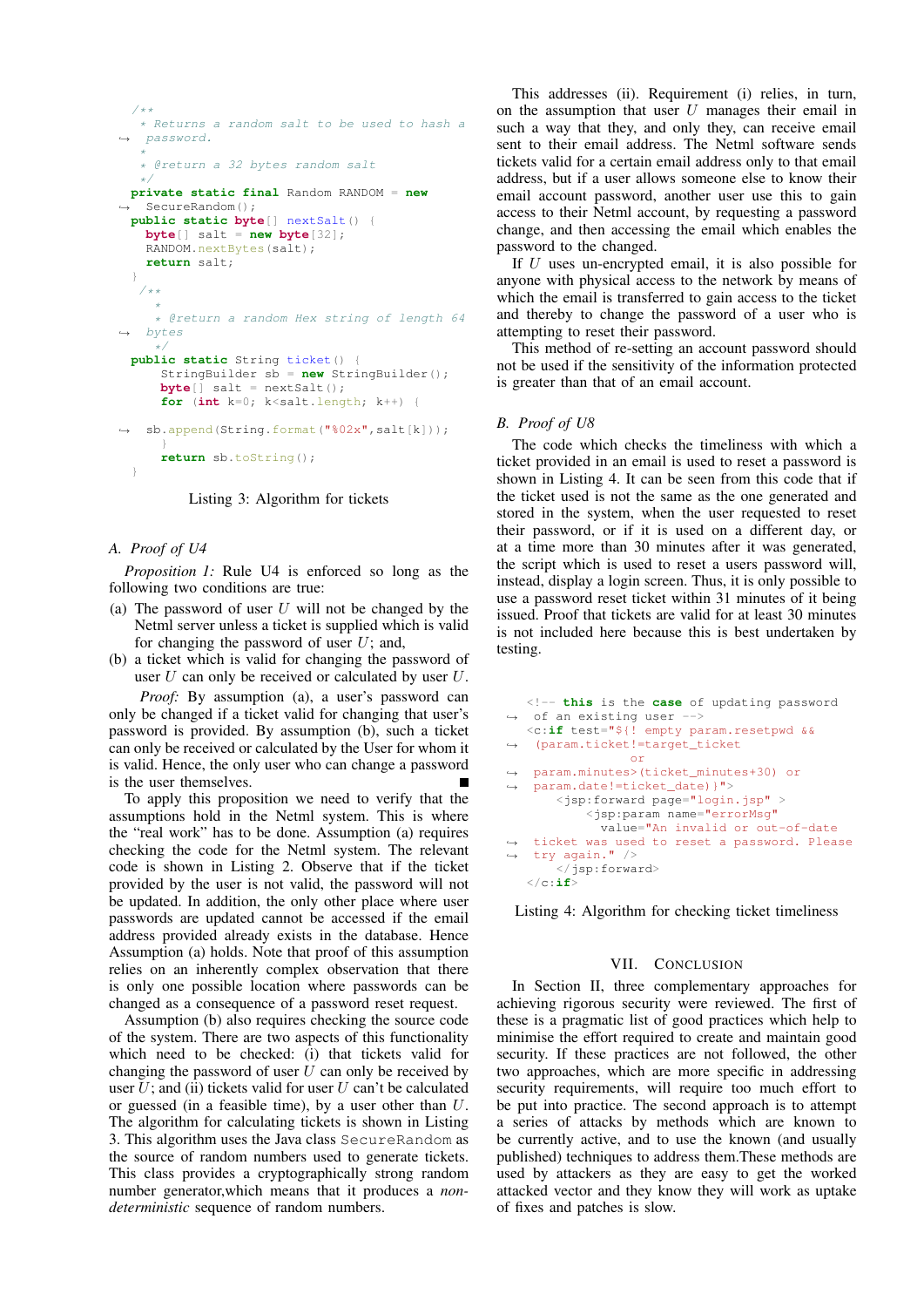```java
/**
 * Returns a random salt to be used to hash a password.
 *
 * @return a 32 bytes random salt
 */
private static final Random RANDOM = new SecureRandom();
public static byte[] nextSalt() {
  byte[] salt = new byte[32];
  RANDOM.nextBytes(salt);
  return salt;
}
 /**
   *
   * @return a random Hex string of length 64 bytes
   */
public static String ticket() {
    StringBuilder sb = new StringBuilder();
    byte[] salt = nextSalt();
    for (int k=0; k<salt.length; k++) {
  sb.append(String.format("%02x",salt[k]));
    }
    return sb.toString();
}
```

Listing 3: Algorithm for tickets

### A. Proof of U4

*Proposition 1:* Rule U4 is enforced so long as the following two conditions are true:

(a) The password of user $U$ will not be changed by the Netml server unless a ticket is supplied which is valid for changing the password of user $U$; and,

(b) a ticket which is valid for changing the password of user $U$ can only be received or calculated by user $U$.

*Proof:* By assumption (a), a user's password can only be changed if a ticket valid for changing that user's password is provided. By assumption (b), such a ticket can only be received or calculated by the User for whom it is valid. Hence, the only user who can change a password is the user themselves. ∎

To apply this proposition we need to verify that the assumptions hold in the Netml system. This is where the "real work" has to be done. Assumption (a) requires checking the code for the Netml system. The relevant code is shown in Listing 2. Observe that if the ticket provided by the user is not valid, the password will not be updated. In addition, the only other place where user passwords are updated cannot be accessed if the email address provided already exists in the database. Hence Assumption (a) holds. Note that proof of this assumption relies on an inherently complex observation that there is only one possible location where passwords can be changed as a consequence of a password reset request.

Assumption (b) also requires checking the source code of the system. There are two aspects of this functionality which need to be checked: (i) that tickets valid for changing the password of user $U$ can only be received by user $U$; and (ii) tickets valid for user $U$ can't be calculated or guessed (in a feasible time), by a user other than $U$. The algorithm for calculating tickets is shown in Listing 3. This algorithm uses the Java class `SecureRandom` as the source of random numbers used to generate tickets. This class provides a cryptographically strong random number generator,which means that it produces a *non-deterministic* sequence of random numbers.

This addresses (ii). Requirement (i) relies, in turn, on the assumption that user $U$ manages their email in such a way that they, and only they, can receive email sent to their email address. The Netml software sends tickets valid for a certain email address only to that email address, but if a user allows someone else to know their email account password, another user use this to gain access to their Netml account, by requesting a password change, and then accessing the email which enables the password to the changed.

If $U$ uses un-encrypted email, it is also possible for anyone with physical access to the network by means of which the email is transferred to gain access to the ticket and thereby to change the password of a user who is attempting to reset their password.

This method of re-setting an account password should not be used if the sensitivity of the information protected is greater than that of an email account.

### B. Proof of U8

The code which checks the timeliness with which a ticket provided in an email is used to reset a password is shown in Listing 4. It can be seen from this code that if the ticket used is not the same as the one generated and stored in the system, when the user requested to reset their password, or if it is used on a different day, or at a time more than 30 minutes after it was generated, the script which is used to reset a users password will, instead, display a login screen. Thus, it is only possible to use a password reset ticket within 31 minutes of it being issued. Proof that tickets are valid for at least 30 minutes is not included here because this is best undertaken by testing.

```jsp
<!-- this is the case of updating password of an existing user -->
<c:if test="${! empty param.resetpwd && (param.ticket!=target_ticket
            or
 param.minutes>(ticket_minutes+30) or
 param.date!=ticket_date)}">
    <jsp:forward page="login.jsp" >
        <jsp:param name="errorMsg"
          value="An invalid or out-of-date ticket was used to reset a password. Please try again." />
    </jsp:forward>
</c:if>
```

Listing 4: Algorithm for checking ticket timeliness

## VII. Conclusion

In Section II, three complementary approaches for achieving rigorous security were reviewed. The first of these is a pragmatic list of good practices which help to minimise the effort required to create and maintain good security. If these practices are not followed, the other two approaches, which are more specific in addressing security requirements, will require too much effort to be put into practice. The second approach is to attempt a series of attacks by methods which are known to be currently active, and to use the known (and usually published) techniques to address them.These methods are used by attackers as they are easy to get the worked attacked vector and they know they will work as uptake of fixes and patches is slow.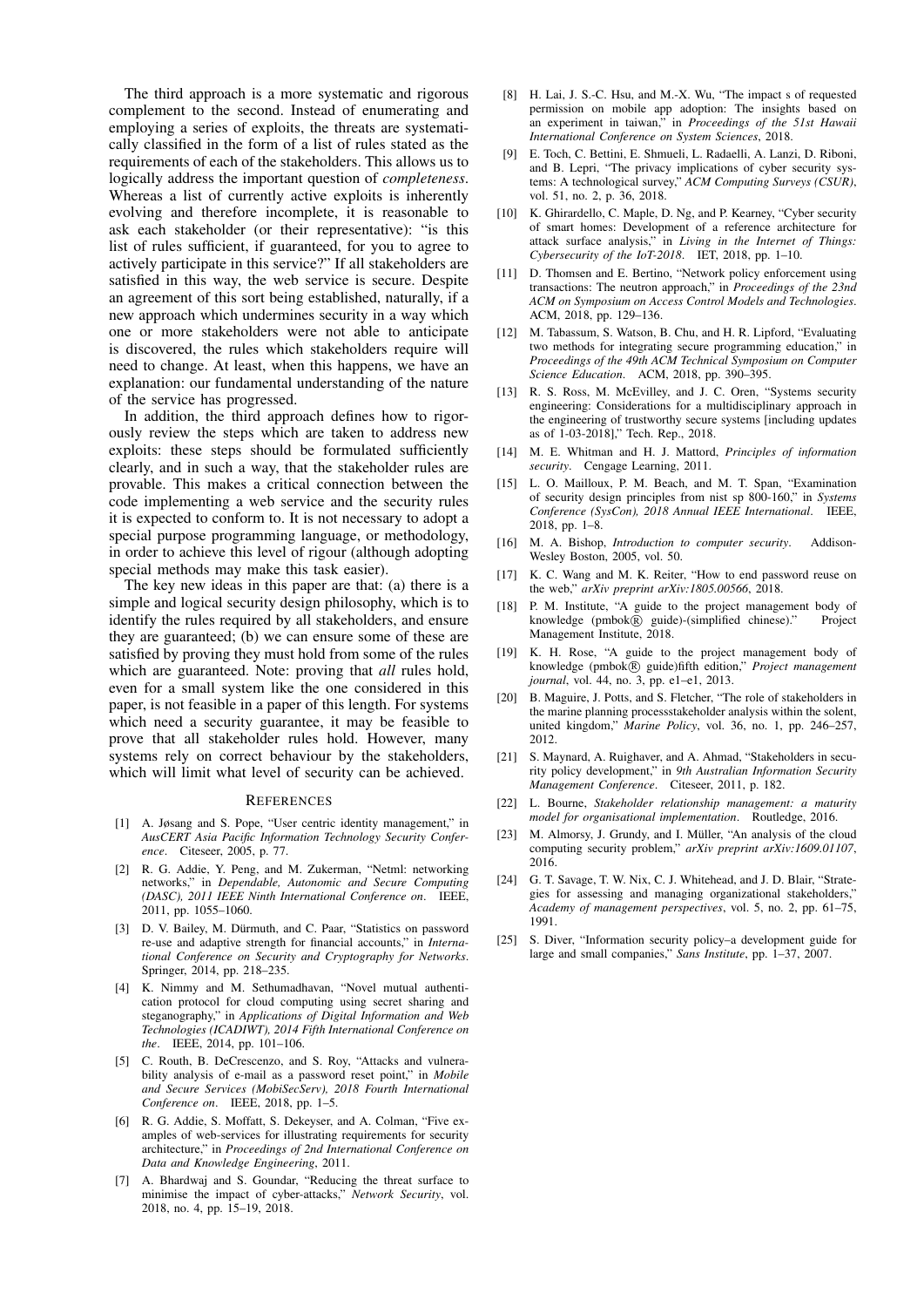The third approach is a more systematic and rigorous complement to the second. Instead of enumerating and employing a series of exploits, the threats are systematically classified in the form of a list of rules stated as the requirements of each of the stakeholders. This allows us to logically address the important question of *completeness*. Whereas a list of currently active exploits is inherently evolving and therefore incomplete, it is reasonable to ask each stakeholder (or their representative): "is this list of rules sufficient, if guaranteed, for you to agree to actively participate in this service?" If all stakeholders are satisfied in this way, the web service is secure. Despite an agreement of this sort being established, naturally, if a new approach which undermines security in a way which one or more stakeholders were not able to anticipate is discovered, the rules which stakeholders require will need to change. At least, when this happens, we have an explanation: our fundamental understanding of the nature of the service has progressed.

In addition, the third approach defines how to rigorously review the steps which are taken to address new exploits: these steps should be formulated sufficiently clearly, and in such a way, that the stakeholder rules are provable. This makes a critical connection between the code implementing a web service and the security rules it is expected to conform to. It is not necessary to adopt a special purpose programming language, or methodology, in order to achieve this level of rigour (although adopting special methods may make this task easier).

The key new ideas in this paper are that: (a) there is a simple and logical security design philosophy, which is to identify the rules required by all stakeholders, and ensure they are guaranteed; (b) we can ensure some of these are satisfied by proving they must hold from some of the rules which are guaranteed. Note: proving that *all* rules hold, even for a small system like the one considered in this paper, is not feasible in a paper of this length. For systems which need a security guarantee, it may be feasible to prove that all stakeholder rules hold. However, many systems rely on correct behaviour by the stakeholders, which will limit what level of security can be achieved.

## References

[1] A. Jøsang and S. Pope, "User centric identity management," in *AusCERT Asia Pacific Information Technology Security Conference*. Citeseer, 2005, p. 77.

[2] R. G. Addie, Y. Peng, and M. Zukerman, "Netml: networking networks," in *Dependable, Autonomic and Secure Computing (DASC), 2011 IEEE Ninth International Conference on*. IEEE, 2011, pp. 1055–1060.

[3] D. V. Bailey, M. Dürmuth, and C. Paar, "Statistics on password re-use and adaptive strength for financial accounts," in *International Conference on Security and Cryptography for Networks*. Springer, 2014, pp. 218–235.

[4] K. Nimmy and M. Sethumadhavan, "Novel mutual authentication protocol for cloud computing using secret sharing and steganography," in *Applications of Digital Information and Web Technologies (ICADIWT), 2014 Fifth International Conference on the*. IEEE, 2014, pp. 101–106.

[5] C. Routh, B. DeCrescenzo, and S. Roy, "Attacks and vulnerability analysis of e-mail as a password reset point," in *Mobile and Secure Services (MobiSecServ), 2018 Fourth International Conference on*. IEEE, 2018, pp. 1–5.

[6] R. G. Addie, S. Moffatt, S. Dekeyser, and A. Colman, "Five examples of web-services for illustrating requirements for security architecture," in *Proceedings of 2nd International Conference on Data and Knowledge Engineering*, 2011.

[7] A. Bhardwaj and S. Goundar, "Reducing the threat surface to minimise the impact of cyber-attacks," *Network Security*, vol. 2018, no. 4, pp. 15–19, 2018.

[8] H. Lai, J. S.-C. Hsu, and M.-X. Wu, "The impact s of requested permission on mobile app adoption: The insights based on an experiment in taiwan," in *Proceedings of the 51st Hawaii International Conference on System Sciences*, 2018.

[9] E. Toch, C. Bettini, E. Shmueli, L. Radaelli, A. Lanzi, D. Riboni, and B. Lepri, "The privacy implications of cyber security systems: A technological survey," *ACM Computing Surveys (CSUR)*, vol. 51, no. 2, p. 36, 2018.

[10] K. Ghirardello, C. Maple, D. Ng, and P. Kearney, "Cyber security of smart homes: Development of a reference architecture for attack surface analysis," in *Living in the Internet of Things: Cybersecurity of the IoT-2018*. IET, 2018, pp. 1–10.

[11] D. Thomsen and E. Bertino, "Network policy enforcement using transactions: The neutron approach," in *Proceedings of the 23nd ACM on Symposium on Access Control Models and Technologies*. ACM, 2018, pp. 129–136.

[12] M. Tabassum, S. Watson, B. Chu, and H. R. Lipford, "Evaluating two methods for integrating secure programming education," in *Proceedings of the 49th ACM Technical Symposium on Computer Science Education*. ACM, 2018, pp. 390–395.

[13] R. S. Ross, M. McEvilley, and J. C. Oren, "Systems security engineering: Considerations for a multidisciplinary approach in the engineering of trustworthy secure systems [including updates as of 1-03-2018]," Tech. Rep., 2018.

[14] M. E. Whitman and H. J. Mattord, *Principles of information security*. Cengage Learning, 2011.

[15] L. O. Mailloux, P. M. Beach, and M. T. Span, "Examination of security design principles from nist sp 800-160," in *Systems Conference (SysCon), 2018 Annual IEEE International*. IEEE, 2018, pp. 1–8.

[16] M. A. Bishop, *Introduction to computer security*. Addison-Wesley Boston, 2005, vol. 50.

[17] K. C. Wang and M. K. Reiter, "How to end password reuse on the web," *arXiv preprint arXiv:1805.00566*, 2018.

[18] P. M. Institute, "A guide to the project management body of knowledge (pmbok® guide)-(simplified chinese)." Project Management Institute, 2018.

[19] K. H. Rose, "A guide to the project management body of knowledge (pmbok® guide)fifth edition," *Project management journal*, vol. 44, no. 3, pp. e1–e1, 2013.

[20] B. Maguire, J. Potts, and S. Fletcher, "The role of stakeholders in the marine planning processstakeholder analysis within the solent, united kingdom," *Marine Policy*, vol. 36, no. 1, pp. 246–257, 2012.

[21] S. Maynard, A. Ruighaver, and A. Ahmad, "Stakeholders in security policy development," in *9th Australian Information Security Management Conference*. Citeseer, 2011, p. 182.

[22] L. Bourne, *Stakeholder relationship management: a maturity model for organisational implementation*. Routledge, 2016.

[23] M. Almorsy, J. Grundy, and I. Müller, "An analysis of the cloud computing security problem," *arXiv preprint arXiv:1609.01107*, 2016.

[24] G. T. Savage, T. W. Nix, C. J. Whitehead, and J. D. Blair, "Strategies for assessing and managing organizational stakeholders," *Academy of management perspectives*, vol. 5, no. 2, pp. 61–75, 1991.

[25] S. Diver, "Information security policy– a development guide for large and small companies," *Sans Institute*, pp. 1–37, 2007.